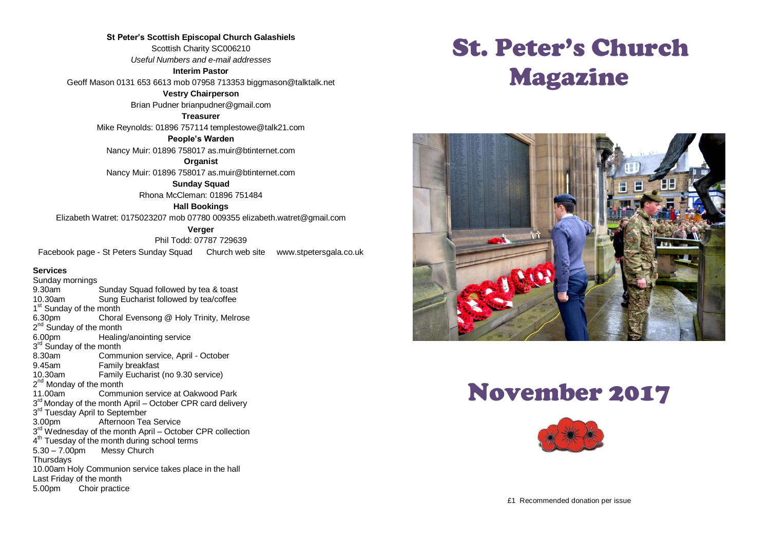**St Peter's Scottish Episcopal Church Galashiels**

Scottish Charity SC006210

*Useful Numbers and e-mail addresses*

**Interim Pastor**

Geoff Mason 0131 653 6613 mob 07958 713353 biggmason@talktalk.net

**Vestry Chairperson**

Brian Pudner brianpudner@gmail.com

**Treasurer**

Mike Reynolds: 01896 757114 templestowe@talk21.com

**People's Warden**

Nancy Muir: 01896 758017 as.muir@btinternet.com

**Organist**

Nancy Muir: 01896 758017 as.muir@btinternet.com

**Sunday Squad**

Rhona McCleman: 01896 751484

**Hall Bookings**

Elizabeth Watret: 0175023207 mob 07780 009355 elizabeth.watret@gmail.com

**Verger**

Phil Todd: 07787 729639

Facebook page - St Peters Sunday Squad     Church web site     www.stpetersgala.co.uk

**Services**

Sunday mornings
9.30am Sunday Squad followed by tea & toast
10.30am Sung Eucharist followed by tea/coffee

1st Sunday of the month
6.30pm Choral Evensong @ Holy Trinity, Melrose

2nd Sunday of the month
6.00pm Healing/anointing service

3rd Sunday of the month
8.30am Communion service, April - October
9.45am Family breakfast
10.30am Family Eucharist (no 9.30 service)

2nd Monday of the month
11.00am Communion service at Oakwood Park

3rd Monday of the month April – October CPR card delivery

3rd Tuesday April to September
3.00pm Afternoon Tea Service

3rd Wednesday of the month April – October CPR collection

4th Tuesday of the month during school terms
5.30 – 7.00pm Messy Church

Thursdays
10.00am Holy Communion service takes place in the hall

Last Friday of the month
5.00pm Choir practice

# St. Peter's Church Magazine

# November 2017

£1 Recommended donation per issue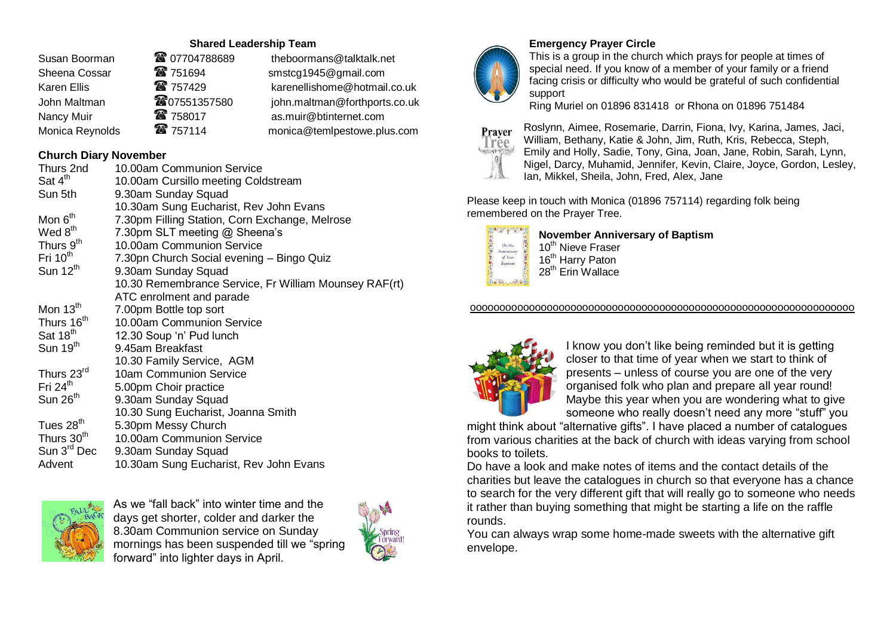## Shared Leadership Team

| | | |
|---|---|---|
| Susan Boorman | ☎ 07704788689 | theboormans@talktalk.net |
| Sheena Cossar | ☎ 751694 | smstcg1945@gmail.com |
| Karen Ellis | ☎ 757429 | karenellishome@hotmail.co.uk |
| John Maltman | ☎ 07551357580 | john.maltman@forthports.co.uk |
| Nancy Muir | ☎ 758017 | as.muir@btinternet.com |
| Monica Reynolds | ☎ 757114 | monica@temlpestowe.plus.com |

## Church Diary November

| | |
|---|---|
| Thurs 2nd | 10.00am Communion Service |
| Sat 4th | 10.00am Cursillo meeting Coldstream |
| Sun 5th | 9.30am Sunday Squad |
| | 10.30am Sung Eucharist, Rev John Evans |
| Mon 6th | 7.30pm Filling Station, Corn Exchange, Melrose |
| Wed 8th | 7.30pm SLT meeting @ Sheena's |
| Thurs 9th | 10.00am Communion Service |
| Fri 10th | 7.30pn Church Social evening – Bingo Quiz |
| Sun 12th | 9.30am Sunday Squad |
| | 10.30 Remembrance Service, Fr William Mounsey RAF(rt) ATC enrolment and parade |
| Mon 13th | 7.00pm Bottle top sort |
| Thurs 16th | 10.00am Communion Service |
| Sat 18th | 12.30 Soup 'n' Pud lunch |
| Sun 19th | 9.45am Breakfast |
| | 10.30 Family Service, AGM |
| Thurs 23rd | 10am Communion Service |
| Fri 24th | 5.00pm Choir practice |
| Sun 26th | 9.30am Sunday Squad |
| | 10.30 Sung Eucharist, Joanna Smith |
| Tues 28th | 5.30pm Messy Church |
| Thurs 30th | 10.00am Communion Service |
| Sun 3rd Dec | 9.30am Sunday Squad |
| Advent | 10.30am Sung Eucharist, Rev John Evans |

As we "fall back" into winter time and the days get shorter, colder and darker the 8.30am Communion service on Sunday mornings has been suspended till we "spring forward" into lighter days in April.

### Emergency Prayer Circle

This is a group in the church which prays for people at times of special need. If you know of a member of your family or a friend facing crisis or difficulty who would be grateful of such confidential support

Ring Muriel on 01896 831418 or Rhona on 01896 751484

Roslynn, Aimee, Rosemarie, Darrin, Fiona, Ivy, Karina, James, Jaci, William, Bethany, Katie & John, Jim, Ruth, Kris, Rebecca, Steph, Emily and Holly, Sadie, Tony, Gina, Joan, Jane, Robin, Sarah, Lynn, Nigel, Darcy, Muhamid, Jennifer, Kevin, Claire, Joyce, Gordon, Lesley, Ian, Mikkel, Sheila, John, Fred, Alex, Jane

Please keep in touch with Monica (01896 757114) regarding folk being remembered on the Prayer Tree.

### November Anniversary of Baptism

10th Nieve Fraser
16th Harry Paton
28th Erin Wallace

oooooooooooooooooooooooooooooooooooooooooooooooooooooooooooooo

I know you don't like being reminded but it is getting closer to that time of year when we start to think of presents – unless of course you are one of the very organised folk who plan and prepare all year round! Maybe this year when you are wondering what to give someone who really doesn't need any more "stuff" you might think about "alternative gifts". I have placed a number of catalogues from various charities at the back of church with ideas varying from school books to toilets.

Do have a look and make notes of items and the contact details of the charities but leave the catalogues in church so that everyone has a chance to search for the very different gift that will really go to someone who needs it rather than buying something that might be starting a life on the raffle rounds.

You can always wrap some home-made sweets with the alternative gift envelope.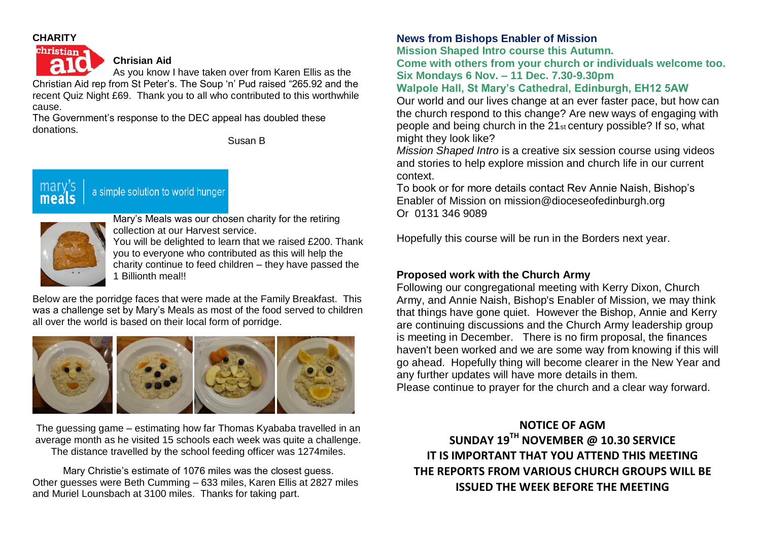**CHARITY**

### Chrisian Aid

As you know I have taken over from Karen Ellis as the Christian Aid rep from St Peter's. The Soup 'n' Pud raised "265.92 and the recent Quiz Night £69. Thank you to all who contributed to this worthwhile cause.

The Government's response to the DEC appeal has doubled these donations.

Susan B

mary's meals | a simple solution to world hunger

Mary's Meals was our chosen charity for the retiring collection at our Harvest service.

You will be delighted to learn that we raised £200. Thank you to everyone who contributed as this will help the charity continue to feed children – they have passed the 1 Billionth meal!!

Below are the porridge faces that were made at the Family Breakfast. This was a challenge set by Mary's Meals as most of the food served to children all over the world is based on their local form of porridge.

The guessing game – estimating how far Thomas Kyababa travelled in an average month as he visited 15 schools each week was quite a challenge. The distance travelled by the school feeding officer was 1274miles.

Mary Christie's estimate of 1076 miles was the closest guess. Other guesses were Beth Cumming – 633 miles, Karen Ellis at 2827 miles and Muriel Lounsbach at 3100 miles. Thanks for taking part.

## News from Bishops Enabler of Mission

**Mission Shaped Intro course this Autumn.**
**Come with others from your church or individuals welcome too.**
**Six Mondays 6 Nov. – 11 Dec. 7.30-9.30pm**
**Walpole Hall, St Mary's Cathedral, Edinburgh, EH12 5AW**

Our world and our lives change at an ever faster pace, but how can the church respond to this change? Are new ways of engaging with people and being church in the 21st century possible? If so, what might they look like?

*Mission Shaped Intro* is a creative six session course using videos and stories to help explore mission and church life in our current context.

To book or for more details contact Rev Annie Naish, Bishop's Enabler of Mission on mission@dioceseofedinburgh.org
Or 0131 346 9089

Hopefully this course will be run in the Borders next year.

### Proposed work with the Church Army

Following our congregational meeting with Kerry Dixon, Church Army, and Annie Naish, Bishop's Enabler of Mission, we may think that things have gone quiet. However the Bishop, Annie and Kerry are continuing discussions and the Church Army leadership group is meeting in December. There is no firm proposal, the finances haven't been worked and we are some way from knowing if this will go ahead. Hopefully thing will become clearer in the New Year and any further updates will have more details in them.

Please continue to prayer for the church and a clear way forward.

**NOTICE OF AGM**
**SUNDAY 19TH NOVEMBER @ 10.30 SERVICE**
**IT IS IMPORTANT THAT YOU ATTEND THIS MEETING**
**THE REPORTS FROM VARIOUS CHURCH GROUPS WILL BE ISSUED THE WEEK BEFORE THE MEETING**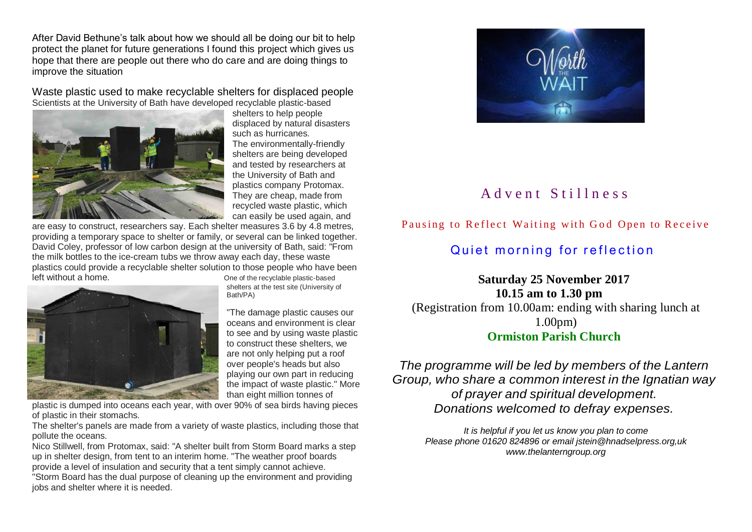After David Bethune's talk about how we should all be doing our bit to help protect the planet for future generations I found this project which gives us hope that there are people out there who do care and are doing things to improve the situation

## Waste plastic used to make recyclable shelters for displaced people

Scientists at the University of Bath have developed recyclable plastic-based shelters to help people displaced by natural disasters such as hurricanes.

The environmentally-friendly shelters are being developed and tested by researchers at the University of Bath and plastics company Protomax. They are cheap, made from recycled waste plastic, which can easily be used again, and are easy to construct, researchers say. Each shelter measures 3.6 by 4.8 metres, providing a temporary space to shelter or family, or several can be linked together. David Coley, professor of low carbon design at the university of Bath, said: "From the milk bottles to the ice-cream tubs we throw away each day, these waste plastics could provide a recyclable shelter solution to those people who have been left without a home.

One of the recyclable plastic-based shelters at the test site (University of Bath/PA)

"The damage plastic causes our oceans and environment is clear to see and by using waste plastic to construct these shelters, we are not only helping put a roof over people's heads but also playing our own part in reducing the impact of waste plastic." More than eight million tonnes of plastic is dumped into oceans each year, with over 90% of sea birds having pieces of plastic in their stomachs.

The shelter's panels are made from a variety of waste plastics, including those that pollute the oceans.

Nico Stillwell, from Protomax, said: "A shelter built from Storm Board marks a step up in shelter design, from tent to an interim home. "The weather proof boards provide a level of insulation and security that a tent simply cannot achieve.

"Storm Board has the dual purpose of cleaning up the environment and providing jobs and shelter where it is needed.

Worth THE WAIT

# Advent Stillness

Pausing to Reflect Waiting with God Open to Receive

## Quiet morning for reflection

**Saturday 25 November 2017**
**10.15 am to 1.30 pm**

(Registration from 10.00am: ending with sharing lunch at 1.00pm)

**Ormiston Parish Church**

*The programme will be led by members of the Lantern Group, who share a common interest in the Ignatian way of prayer and spiritual development.*
*Donations welcomed to defray expenses.*

*It is helpful if you let us know you plan to come*
*Please phone 01620 824896 or email jstein@hnadselpress.org,uk*
*www.thelanterngroup.org*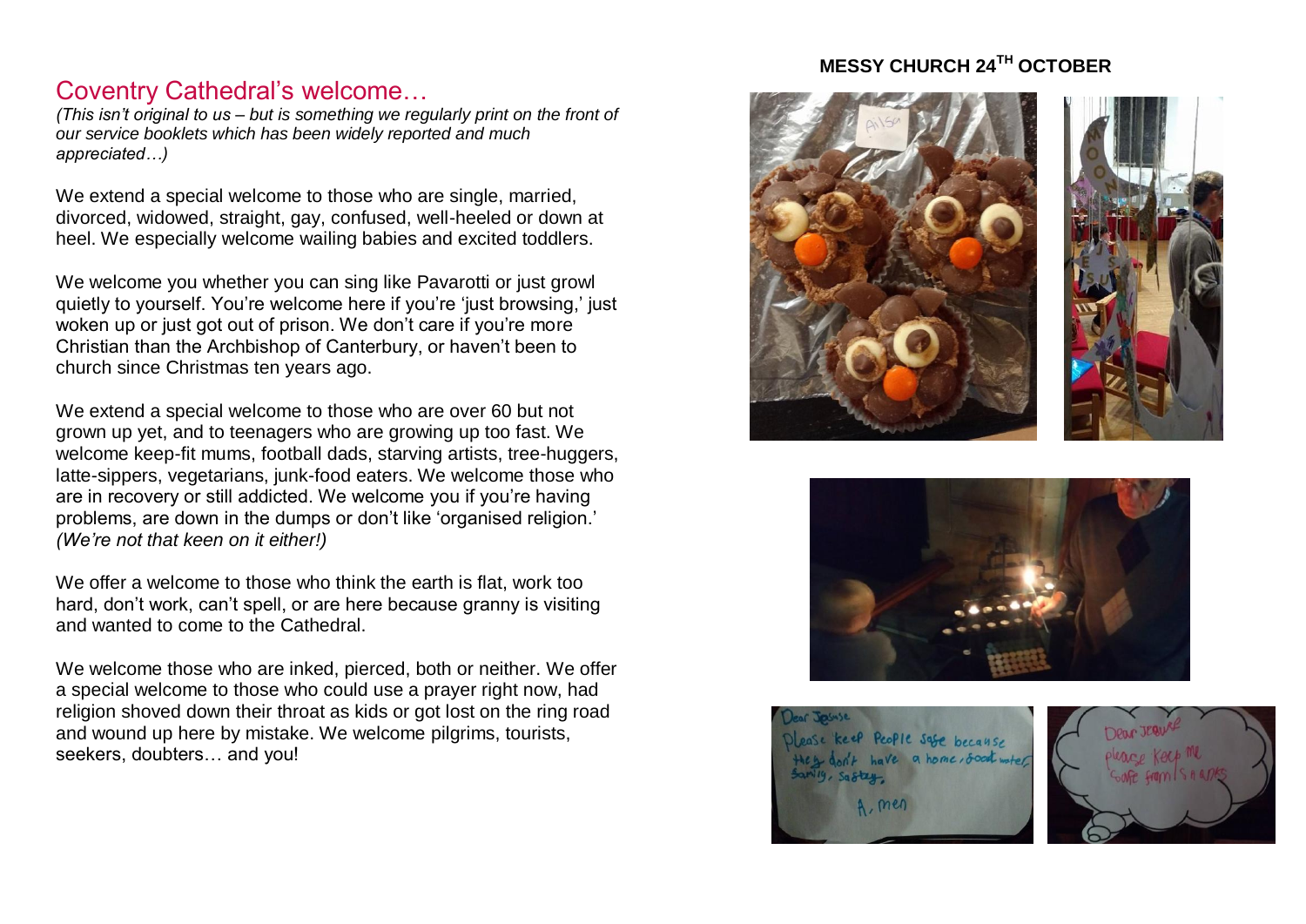# Coventry Cathedral's welcome…

*(This isn't original to us – but is something we regularly print on the front of our service booklets which has been widely reported and much appreciated…)*

We extend a special welcome to those who are single, married, divorced, widowed, straight, gay, confused, well-heeled or down at heel. We especially welcome wailing babies and excited toddlers.

We welcome you whether you can sing like Pavarotti or just growl quietly to yourself. You're welcome here if you're 'just browsing,' just woken up or just got out of prison. We don't care if you're more Christian than the Archbishop of Canterbury, or haven't been to church since Christmas ten years ago.

We extend a special welcome to those who are over 60 but not grown up yet, and to teenagers who are growing up too fast. We welcome keep-fit mums, football dads, starving artists, tree-huggers, latte-sippers, vegetarians, junk-food eaters. We welcome those who are in recovery or still addicted. We welcome you if you're having problems, are down in the dumps or don't like 'organised religion.' *(We're not that keen on it either!)*

We offer a welcome to those who think the earth is flat, work too hard, don't work, can't spell, or are here because granny is visiting and wanted to come to the Cathedral.

We welcome those who are inked, pierced, both or neither. We offer a special welcome to those who could use a prayer right now, had religion shoved down their throat as kids or got lost on the ring road and wound up here by mistake. We welcome pilgrims, tourists, seekers, doubters… and you!

**MESSY CHURCH 24[TH] OCTOBER**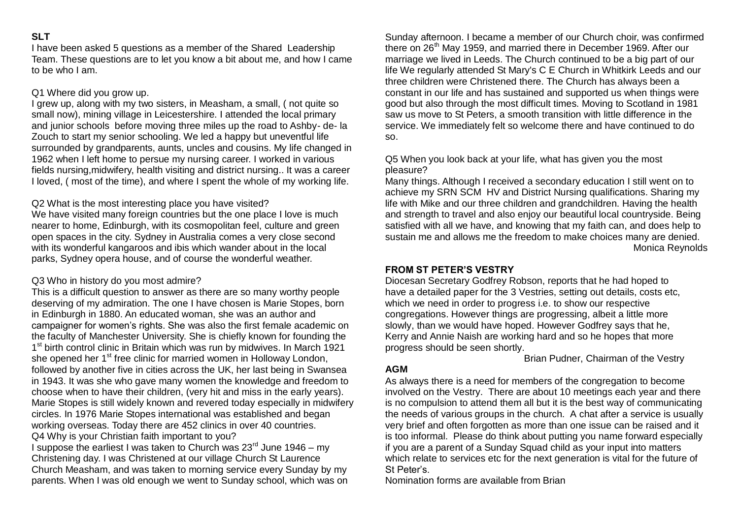**SLT**

I have been asked 5 questions as a member of the Shared Leadership Team. These questions are to let you know a bit about me, and how I came to be who I am.

Q1 Where did you grow up.

I grew up, along with my two sisters, in Measham, a small, ( not quite so small now), mining village in Leicestershire. I attended the local primary and junior schools before moving three miles up the road to Ashby- de- la Zouch to start my senior schooling. We led a happy but uneventful life surrounded by grandparents, aunts, uncles and cousins. My life changed in 1962 when I left home to persue my nursing career. I worked in various fields nursing,midwifery, health visiting and district nursing.. It was a career I loved, ( most of the time), and where I spent the whole of my working life.

Q2 What is the most interesting place you have visited?

We have visited many foreign countries but the one place I love is much nearer to home, Edinburgh, with its cosmopolitan feel, culture and green open spaces in the city. Sydney in Australia comes a very close second with its wonderful kangaroos and ibis which wander about in the local parks, Sydney opera house, and of course the wonderful weather.

Q3 Who in history do you most admire?

This is a difficult question to answer as there are so many worthy people deserving of my admiration. The one I have chosen is Marie Stopes, born in Edinburgh in 1880. An educated woman, she was an author and campaigner for women's rights. She was also the first female academic on the faculty of Manchester University. She is chiefly known for founding the 1st birth control clinic in Britain which was run by midwives. In March 1921 she opened her 1st free clinic for married women in Holloway London, followed by another five in cities across the UK, her last being in Swansea in 1943. It was she who gave many women the knowledge and freedom to choose when to have their children, (very hit and miss in the early years). Marie Stopes is still widely known and revered today especially in midwifery circles. In 1976 Marie Stopes international was established and began working overseas. Today there are 452 clinics in over 40 countries.

Q4 Why is your Christian faith important to you?

I suppose the earliest I was taken to Church was 23rd June 1946 – my Christening day. I was Christened at our village Church St Laurence Church Measham, and was taken to morning service every Sunday by my parents. When I was old enough we went to Sunday school, which was on Sunday afternoon. I became a member of our Church choir, was confirmed there on 26th May 1959, and married there in December 1969. After our marriage we lived in Leeds. The Church continued to be a big part of our life We regularly attended St Mary's C E Church in Whitkirk Leeds and our three children were Christened there. The Church has always been a constant in our life and has sustained and supported us when things were good but also through the most difficult times. Moving to Scotland in 1981 saw us move to St Peters, a smooth transition with little difference in the service. We immediately felt so welcome there and have continued to do so.

Q5 When you look back at your life, what has given you the most pleasure?

Many things. Although I received a secondary education I still went on to achieve my SRN SCM HV and District Nursing qualifications. Sharing my life with Mike and our three children and grandchildren. Having the health and strength to travel and also enjoy our beautiful local countryside. Being satisfied with all we have, and knowing that my faith can, and does help to sustain me and allows me the freedom to make choices many are denied.

Monica Reynolds

**FROM ST PETER'S VESTRY**

Diocesan Secretary Godfrey Robson, reports that he had hoped to have a detailed paper for the 3 Vestries, setting out details, costs etc, which we need in order to progress i.e. to show our respective congregations. However things are progressing, albeit a little more slowly, than we would have hoped. However Godfrey says that he, Kerry and Annie Naish are working hard and so he hopes that more progress should be seen shortly.

Brian Pudner, Chairman of the Vestry

**AGM**

As always there is a need for members of the congregation to become involved on the Vestry. There are about 10 meetings each year and there is no compulsion to attend them all but it is the best way of communicating the needs of various groups in the church. A chat after a service is usually very brief and often forgotten as more than one issue can be raised and it is too informal. Please do think about putting you name forward especially if you are a parent of a Sunday Squad child as your input into matters which relate to services etc for the next generation is vital for the future of St Peter's.

Nomination forms are available from Brian